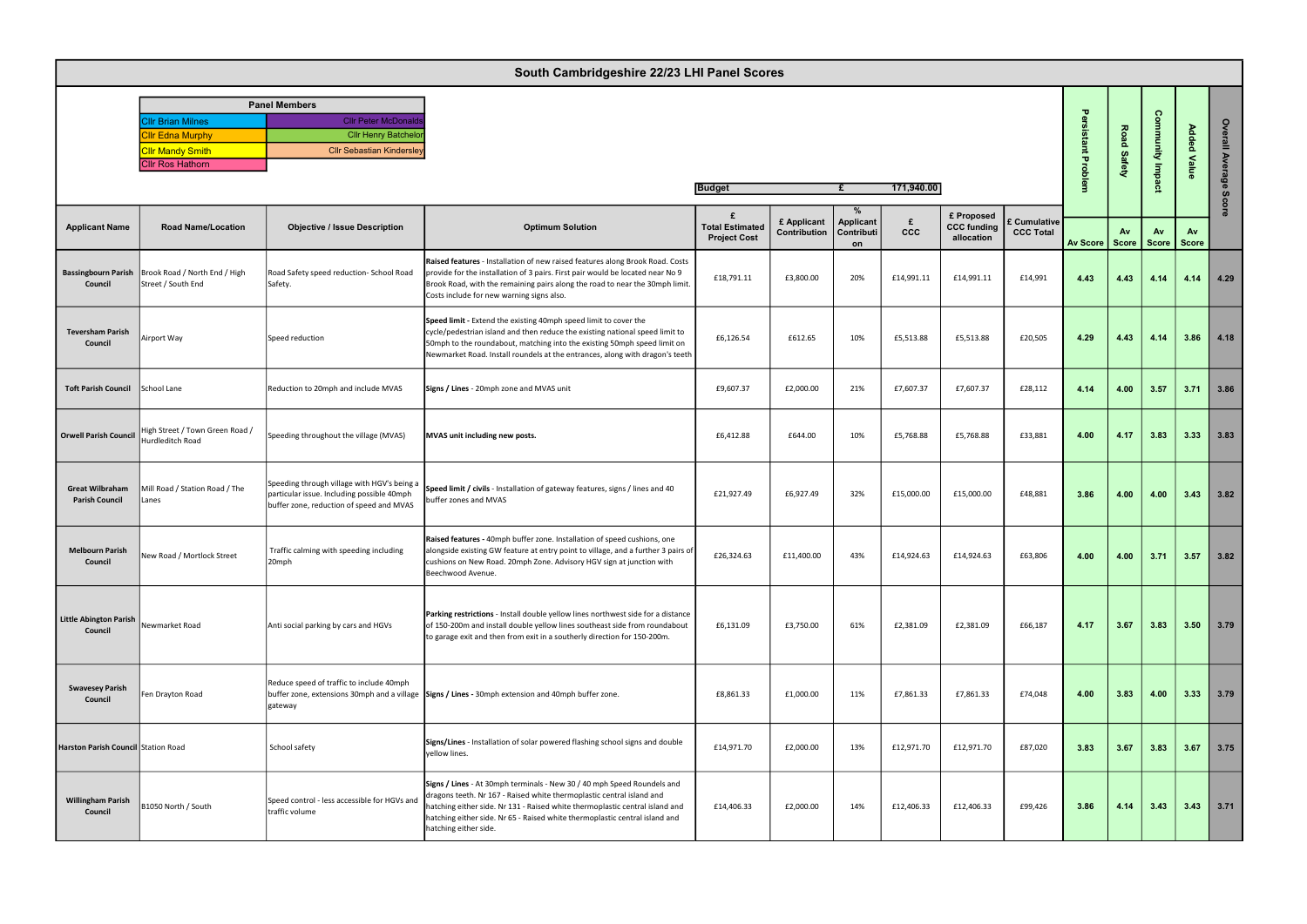# South Cambridgeshire 22/23 LHI Panel Scores

| Panel Members | |
|---|---|
| Cllr Brian Milnes | Cllr Peter McDonald |
| Cllr Edna Murphy | Cllr Henry Batchelor |
| Cllr Mandy Smith | Cllr Sebastian Kindersley |
| Cllr Ros Hathorn | |

**Budget** £ 171,940.00

| Applicant Name | Road Name/Location | Objective / Issue Description | Optimum Solution | £ Total Estimated Project Cost | £ Applicant Contribution | % Applicant Contribution | £ CCC | £ Proposed CCC funding allocation | £ Cumulative CCC Total | Persistant Problem Av Score | Road Safety Av Score | Community Impact Av Score | Added Value Av Score | Overall Average Score |
|---|---|---|---|---|---|---|---|---|---|---|---|---|---|---|
| Bassingbourn Parish Council | Brook Road / North End / High Street / South End | Road Safety speed reduction- School Road Safety. | **Raised features** - Installation of new raised features along Brook Road. Costs provide for the installation of 3 pairs. First pair would be located near No 9 Brook Road, with the remaining pairs along the road to near the 30mph limit. Costs include for new warning signs also. | £18,791.11 | £3,800.00 | 20% | £14,991.11 | £14,991.11 | £14,991 | 4.43 | 4.43 | 4.14 | 4.14 | 4.29 |
| Teversham Parish Council | Airport Way | Speed reduction | **Speed limit** - Extend the existing 40mph speed limit to cover the cycle/pedestrian island and then reduce the existing national speed limit to 50mph to the roundabout, matching into the existing 50mph speed limit on Newmarket Road. Install roundels at the entrances, along with dragon's teeth | £6,126.54 | £612.65 | 10% | £5,513.88 | £5,513.88 | £20,505 | 4.29 | 4.43 | 4.14 | 3.86 | 4.18 |
| Toft Parish Council | School Lane | Reduction to 20mph and include MVAS | **Signs / Lines** - 20mph zone and MVAS unit | £9,607.37 | £2,000.00 | 21% | £7,607.37 | £7,607.37 | £28,112 | 4.14 | 4.00 | 3.57 | 3.71 | 3.86 |
| Orwell Parish Council | High Street / Town Green Road / Hurdleditch Road | Speeding throughout the village (MVAS) | **MVAS unit including new posts.** | £6,412.88 | £644.00 | 10% | £5,768.88 | £5,768.88 | £33,881 | 4.00 | 4.17 | 3.83 | 3.33 | 3.83 |
| Great Wilbraham Parish Council | Mill Road / Station Road / The Lanes | Speeding through village with HGV's being a particular issue. Including possible 40mph buffer zone, reduction of speed and MVAS | **Speed limit / civils** - Installation of gateway features, signs / lines and 40 buffer zones and MVAS | £21,927.49 | £6,927.49 | 32% | £15,000.00 | £15,000.00 | £48,881 | 3.86 | 4.00 | 4.00 | 3.43 | 3.82 |
| Melbourn Parish Council | New Road / Mortlock Street | Traffic calming with speeding including 20mph | **Raised features** - 40mph buffer zone. Installation of speed cushions, one alongside existing GW feature at entry point to village, and a further 3 pairs of cushions on New Road. 20mph Zone. Advisory HGV sign at junction with Beechwood Avenue. | £26,324.63 | £11,400.00 | 43% | £14,924.63 | £14,924.63 | £63,806 | 4.00 | 4.00 | 3.71 | 3.57 | 3.82 |
| Little Abington Parish Council | Newmarket Road | Anti social parking by cars and HGVs | **Parking restrictions** - Install double yellow lines northwest side for a distance of 150-200m and install double yellow lines southeast side from roundabout to garage exit and then from exit in a southerly direction for 150-200m. | £6,131.09 | £3,750.00 | 61% | £2,381.09 | £2,381.09 | £66,187 | 4.17 | 3.67 | 3.83 | 3.50 | 3.79 |
| Swavesey Parish Council | Fen Drayton Road | Reduce speed of traffic to include 40mph buffer zone, extensions 30mph and a village gateway | **Signs / Lines** - 30mph extension and 40mph buffer zone. | £8,861.33 | £1,000.00 | 11% | £7,861.33 | £7,861.33 | £74,048 | 4.00 | 3.83 | 4.00 | 3.33 | 3.79 |
| Harston Parish Council | Station Road | School safety | **Signs/Lines** - Installation of solar powered flashing school signs and double yellow lines. | £14,971.70 | £2,000.00 | 13% | £12,971.70 | £12,971.70 | £87,020 | 3.83 | 3.67 | 3.83 | 3.67 | 3.75 |
| Willingham Parish Council | B1050 North / South | Speed control - less accessible for HGVs and traffic volume | **Signs / Lines** - At 30mph terminals - New 30 / 40 mph Speed Roundels and dragons teeth. Nr 167 - Raised white thermoplastic central island and hatching either side. Nr 131 - Raised white thermoplastic central island and hatching either side. Nr 65 - Raised white thermoplastic central island and hatching either side. | £14,406.33 | £2,000.00 | 14% | £12,406.33 | £12,406.33 | £99,426 | 3.86 | 4.14 | 3.43 | 3.43 | 3.71 |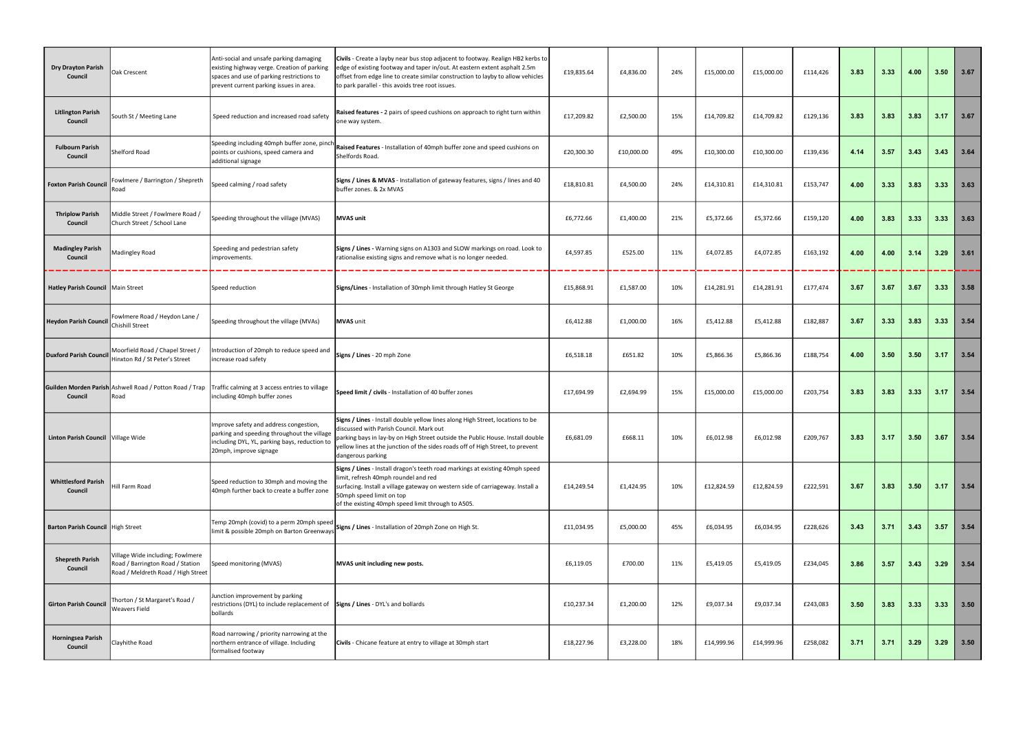| | | | | | | | | | | | | | | |
|---|---|---|---|---|---|---|---|---|---|---|---|---|---|---|
| **Dry Drayton Parish Council** | Oak Crescent | Anti-social and unsafe parking damaging existing highway verge. Creation of parking spaces and use of parking restrictions to prevent current parking issues in area. | **Civils** - Create a layby near bus stop adjacent to footway. Realign HB2 kerbs to edge of existing footway and taper in/out. At eastern extent asphalt 2.5m offset from edge line to create similar construction to layby to allow vehicles to park parallel - this avoids tree root issues. | £19,835.64 | £4,836.00 | 24% | £15,000.00 | £15,000.00 | £114,426 | 3.83 | 3.33 | 4.00 | 3.50 | 3.67 |
| **Litlington Parish Council** | South St / Meeting Lane | Speed reduction and increased road safety | **Raised features -** 2 pairs of speed cushions on approach to right turn within one way system. | £17,209.82 | £2,500.00 | 15% | £14,709.82 | £14,709.82 | £129,136 | 3.83 | 3.83 | 3.83 | 3.17 | 3.67 |
| **Fulbourn Parish Council** | Shelford Road | Speeding including 40mph buffer zone, pinch points or cushions, speed camera and additional signage | **Raised Features** - Installation of 40mph buffer zone and speed cushions on Shelfords Road. | £20,300.30 | £10,000.00 | 49% | £10,300.00 | £10,300.00 | £139,436 | 4.14 | 3.57 | 3.43 | 3.43 | 3.64 |
| **Foxton Parish Council** | Fowlmere / Barrington / Shepreth Road | Speed calming / road safety | **Signs / Lines & MVAS** - Installation of gateway features, signs / lines and 40 buffer zones. & 2x MVAS | £18,810.81 | £4,500.00 | 24% | £14,310.81 | £14,310.81 | £153,747 | 4.00 | 3.33 | 3.83 | 3.33 | 3.63 |
| **Thriplow Parish Council** | Middle Street / Fowlmere Road / Church Street / School Lane | Speeding throughout the village (MVAS) | **MVAS unit** | £6,772.66 | £1,400.00 | 21% | £5,372.66 | £5,372.66 | £159,120 | 4.00 | 3.83 | 3.33 | 3.33 | 3.63 |
| **Madingley Parish Council** | Madingley Road | Speeding and pedestrian safety improvements. | **Signs / Lines -** Warning signs on A1303 and SLOW markings on road. Look to rationalise existing signs and remove what is no longer needed. | £4,597.85 | £525.00 | 11% | £4,072.85 | £4,072.85 | £163,192 | 4.00 | 4.00 | 3.14 | 3.29 | 3.61 |
| **Hatley Parish Council** | Main Street | Speed reduction | **Signs/Lines** - Installation of 30mph limit through Hatley St George | £15,868.91 | £1,587.00 | 10% | £14,281.91 | £14,281.91 | £177,474 | 3.67 | 3.67 | 3.67 | 3.33 | 3.58 |
| **Heydon Parish Council** | Fowlmere Road / Heydon Lane / Chishill Street | Speeding throughout the village (MVAs) | **MVAS** unit | £6,412.88 | £1,000.00 | 16% | £5,412.88 | £5,412.88 | £182,887 | 3.67 | 3.33 | 3.83 | 3.33 | 3.54 |
| **Duxford Parish Council** | Moorfield Road / Chapel Street / Hinxton Rd / St Peter's Street | Introduction of 20mph to reduce speed and increase road safety | **Signs / Lines** - 20 mph Zone | £6,518.18 | £651.82 | 10% | £5,866.36 | £5,866.36 | £188,754 | 4.00 | 3.50 | 3.50 | 3.17 | 3.54 |
| **Guilden Morden Parish Council** | Ashwell Road / Potton Road / Trap Road | Traffic calming at 3 access entries to village including 40mph buffer zones | **Speed limit / civils** - Installation of 40 buffer zones | £17,694.99 | £2,694.99 | 15% | £15,000.00 | £15,000.00 | £203,754 | 3.83 | 3.83 | 3.33 | 3.17 | 3.54 |
| **Linton Parish Council** | Village Wide | Improve safety and address congestion, parking and speeding throughout the village including DYL, YL, parking bays, reduction to 20mph, improve signage | **Signs / Lines** - Install double yellow lines along High Street, locations to be discussed with Parish Council. Mark out parking bays in lay-by on High Street outside the Public House. Install double yellow lines at the junction of the sides roads off of High Street, to prevent dangerous parking | £6,681.09 | £668.11 | 10% | £6,012.98 | £6,012.98 | £209,767 | 3.83 | 3.17 | 3.50 | 3.67 | 3.54 |
| **Whittlesford Parish Council** | Hill Farm Road | Speed reduction to 30mph and moving the 40mph further back to create a buffer zone | **Signs / Lines** - Install dragon's teeth road markings at existing 40mph speed limit, refresh 40mph roundel and red surfacing. Install a village gateway on western side of carriageway. Install a 50mph speed limit on top of the existing 40mph speed limit through to A505. | £14,249.54 | £1,424.95 | 10% | £12,824.59 | £12,824.59 | £222,591 | 3.67 | 3.83 | 3.50 | 3.17 | 3.54 |
| **Barton Parish Council** | High Street | Temp 20mph (covid) to a perm 20mph speed limit & possible 20mph on Barton Greenways | **Signs / Lines** - Installation of 20mph Zone on High St. | £11,034.95 | £5,000.00 | 45% | £6,034.95 | £6,034.95 | £228,626 | 3.43 | 3.71 | 3.43 | 3.57 | 3.54 |
| **Shepreth Parish Council** | Village Wide including; Fowlmere Road / Barrington Road / Station Road / Meldreth Road / High Street | Speed monitoring (MVAS) | **MVAS unit including new posts.** | £6,119.05 | £700.00 | 11% | £5,419.05 | £5,419.05 | £234,045 | 3.86 | 3.57 | 3.43 | 3.29 | 3.54 |
| **Girton Parish Council** | Thorton / St Margaret's Road / Weavers Field | Junction improvement by parking restrictions (DYL) to include replacement of bollards | **Signs / Lines** - DYL's and bollards | £10,237.34 | £1,200.00 | 12% | £9,037.34 | £9,037.34 | £243,083 | 3.50 | 3.83 | 3.33 | 3.33 | 3.50 |
| **Horningsea Parish Council** | Clayhithe Road | Road narrowing / priority narrowing at the northern entrance of village. Including formalised footway | **Civils** - Chicane feature at entry to village at 30mph start | £18,227.96 | £3,228.00 | 18% | £14,999.96 | £14,999.96 | £258,082 | 3.71 | 3.71 | 3.29 | 3.29 | 3.50 |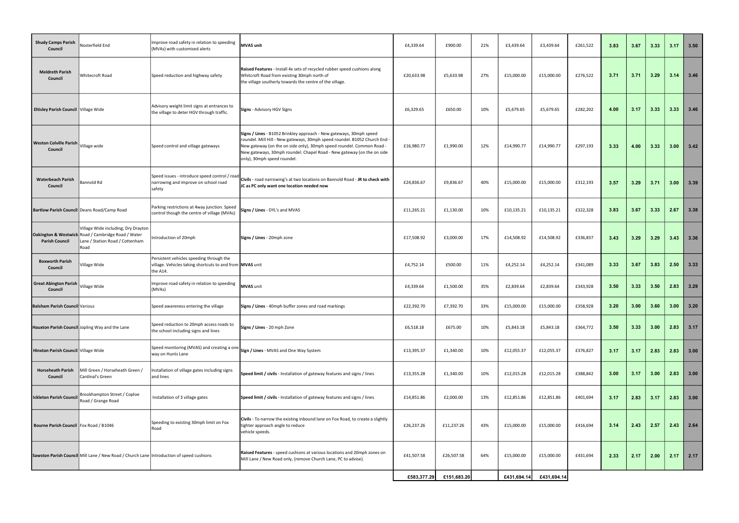| | | | | | | | | | | | | | | |
|---|---|---|---|---|---|---|---|---|---|---|---|---|---|---|
| **Shudy Camps Parish Council** | Nosterfield End | Improve road safety in relation to speeding (MVAs) with customised alerts | **MVAS unit** | £4,339.64 | £900.00 | 21% | £3,439.64 | £3,439.64 | £261,522 | **3.83** | **3.67** | **3.33** | **3.17** | **3.50** |
| **Meldreth Parish Council** | Whitecroft Road | Speed reduction and highway safety | **Raised Features** - Install 4x sets of recycled rubber speed cushions along Whitcroft Road from existing 30mph north of the village southerly towards the centre of the village. | £20,633.98 | £5,633.98 | 27% | £15,000.00 | £15,000.00 | £276,522 | **3.71** | **3.71** | **3.29** | **3.14** | **3.46** |
| **Eltisley Parish Council** | Village Wide | Advisory weight limit signs at entrances to the village to deter HGV through traffic. | **Signs** - Advisory HGV Signs | £6,329.65 | £650.00 | 10% | £5,679.65 | £5,679.65 | £282,202 | **4.00** | **3.17** | **3.33** | **3.33** | **3.46** |
| **Weston Colville Parish Council** | Village wide | Speed control and village gateways | **Signs / Lines** - B1052 Brinkley approach - New gateways, 30mph speed roundel. Mill Hill - New gateways, 30mph speed roundel. B1052 Church End - New gateway (on the on side only), 30mph speed roundel. Common Road - New gateways, 30mph roundel. Chapel Road - New gateway (on the on side only), 30mph speed roundel. | £16,980.77 | £1,990.00 | 12% | £14,990.77 | £14,990.77 | £297,193 | **3.33** | **4.00** | **3.33** | **3.00** | **3.42** |
| **Waterbeach Parish Council** | Bannold Rd | Speed issues - introduce speed control / road narrowing and improve on school road safety | **Civils** - road narrowing's at two locations on Bannold Road - **JR to check with JC as PC only want one location needed now** | £24,836.67 | £9,836.67 | 40% | £15,000.00 | £15,000.00 | £312,193 | **3.57** | **3.29** | **3.71** | **3.00** | **3.39** |
| **Bartlow Parish Council** | Deans Road/Camp Road | Parking restrictions at 4way junction. Speed control though the centre of village (MVAs) | **Signs / Lines** - DYL's and MVAS | £11,265.21 | £1,130.00 | 10% | £10,135.21 | £10,135.21 | £322,328 | **3.83** | **3.67** | **3.33** | **2.67** | **3.38** |
| **Oakington & Westwick Parish Council** | Village Wide including; Dry Drayton Road / Cambridge Road / Water Lane / Station Road / Cottenham Road | Introduction of 20mph | **Signs / Lines** - 20mph zone | £17,508.92 | £3,000.00 | 17% | £14,508.92 | £14,508.92 | £336,837 | **3.43** | **3.29** | **3.29** | **3.43** | **3.36** |
| **Boxworth Parish Council** | Village Wide | Persistent vehicles speeding through the village. Vehicles taking shortcuts to and from the A14. | **MVAS** unit | £4,752.14 | £500.00 | 11% | £4,252.14 | £4,252.14 | £341,089 | **3.33** | **3.67** | **3.83** | **2.50** | **3.33** |
| **Great Abington Parish Council** | Village Wide | Improve road safety in relation to speeding (MVAS) | **MVAS** unit | £4,339.64 | £1,500.00 | 35% | £2,839.64 | £2,839.64 | £343,928 | **3.50** | **3.33** | **3.50** | **2.83** | **3.29** |
| **Balsham Parish Council** | Various | Speed awareness entering the village | **Signs / Lines** - 40mph buffer zones and road markings | £22,392.70 | £7,392.70 | 33% | £15,000.00 | £15,000.00 | £358,928 | **3.20** | **3.00** | **3.60** | **3.00** | **3.20** |
| **Hauxton Parish Council** | Jopling Way and the Lane | Speed reduction to 20mph access roads to the school including signs and lines | **Signs / Lines** - 20 mph Zone | £6,518.18 | £675.00 | 10% | £5,843.18 | £5,843.18 | £364,772 | **3.50** | **3.33** | **3.00** | **2.83** | **3.17** |
| **Hinxton Parish Council** | Village Wide | Speed monitoring (MVAS) and creating a one way on Hunts Lane | **Sign / Lines** - MVAS and One Way System | £13,395.37 | £1,340.00 | 10% | £12,055.37 | £12,055.37 | £376,827 | **3.17** | **3.17** | **2.83** | **2.83** | **3.00** |
| **Horseheath Parish Council** | Mill Green / Horseheath Green / Cardinal's Green | Installation of village gates including signs and lines | **Speed limit / civils** - Installation of gateway features and signs / lines | £13,355.28 | £1,340.00 | 10% | £12,015.28 | £12,015.28 | £388,842 | **3.00** | **3.17** | **3.00** | **2.83** | **3.00** |
| **Ickleton Parish Council** | Brookhampton Street / Coploe Road / Grange Road | Installation of 3 village gates | **Speed limit / civils** - Installation of gateway features and signs / lines | £14,851.86 | £2,000.00 | 13% | £12,851.86 | £12,851.86 | £401,694 | **3.17** | **2.83** | **3.17** | **2.83** | **3.00** |
| **Bourne Parish Council** | Fox Road / B1046 | Speeding to existing 30mph limit on Fox Road | **Civils** - To narrow the existing inbound lane on Fox Road, to create a slightly tighter approach angle to reduce vehicle speeds. | £26,237.26 | £11,237.26 | 43% | £15,000.00 | £15,000.00 | £416,694 | **3.14** | **2.43** | **2.57** | **2.43** | **2.64** |
| **Sawston Parish Council** | Mill Lane / New Road / Church Lane | Introduction of speed cushions | **Raised Features** - speed cushions at various locations and 20mph zones on Mill Lane / New Road only, (remove Church Lane, PC to advise). | £41,507.58 | £26,507.58 | 64% | £15,000.00 | £15,000.00 | £431,694 | **2.33** | **2.17** | **2.00** | **2.17** | **2.17** |
| | | | | **£583,377.29** | **£151,683.20** | | **£431,694.14** | **£431,694.14** | | | | | | |